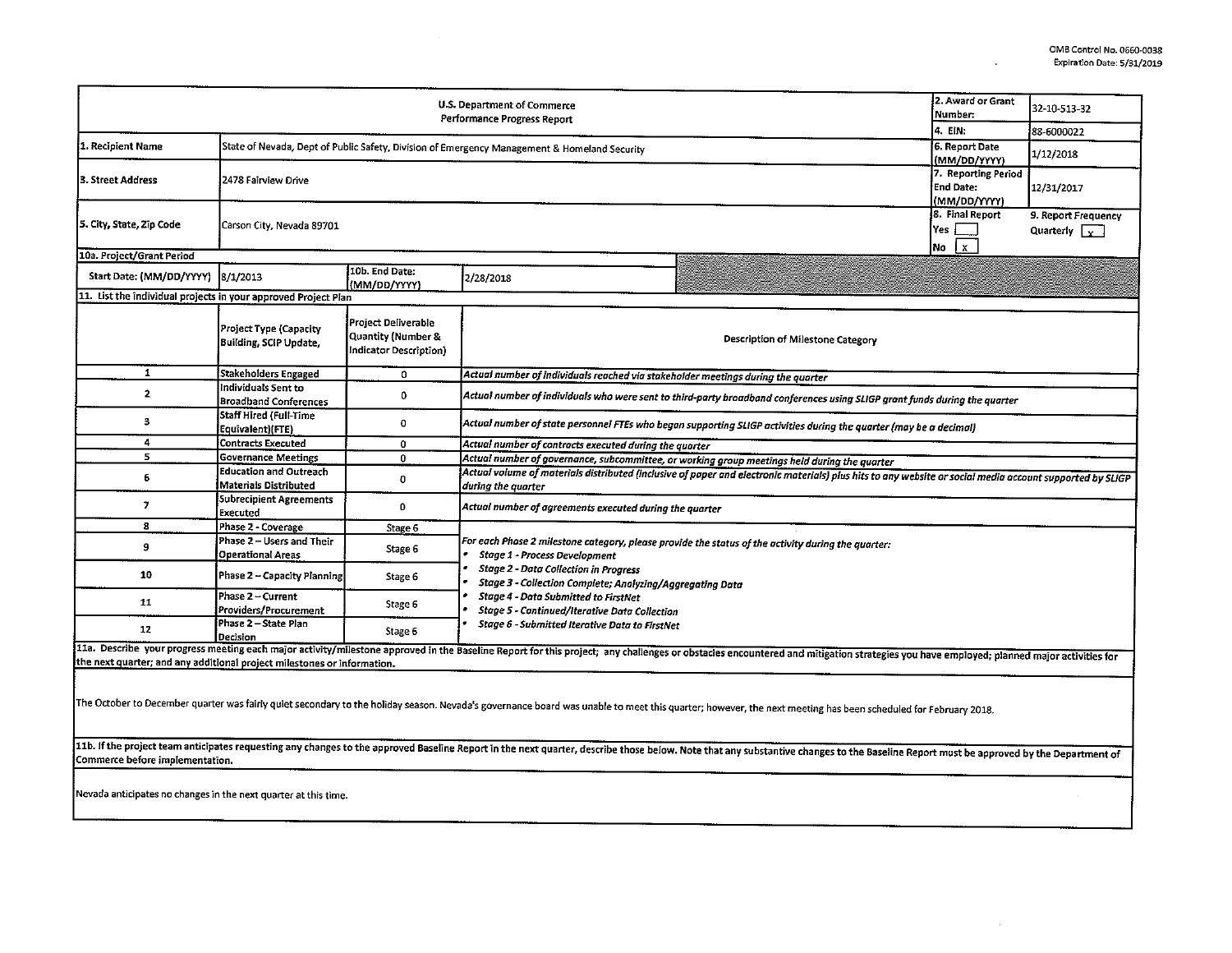OMB Control No. 0660-0038
Expiration Date: 5/31/2019

| U.S. Department of Commerce Performance Progress Report | | | 2. Award or Grant Number: | 32-10-S13-32 |
|---|---|---|---|---|
| | | | 4. EIN: | 88-6000022 |
| 1. Recipient Name | State of Nevada, Dept of Public Safety, Division of Emergency Management & Homeland Security | | 6. Report Date (MM/DD/YYYY) | 1/12/2018 |
| 3. Street Address | 2478 Fairview Drive | | 7. Reporting Period End Date: (MM/DD/YYYY) | 12/31/2017 |
| 5. City, State, Zip Code | Carson City, Nevada 89701 | | 8. Final Report Yes [ ] No [x] | 9. Report Frequency Quarterly [x] |

**10a. Project/Grant Period**

| Start Date: (MM/DD/YYYY) | 8/1/2013 | 10b. End Date: (MM/DD/YYYY) | 2/28/2018 |
|---|---|---|---|

**11. List the individual projects in your approved Project Plan**

| | Project Type (Capacity Building, SCIP Update, | Project Deliverable Quantity (Number & Indicator Description) | Description of Milestone Category |
|---|---|---|---|
| 1 | Stakeholders Engaged | 0 | *Actual number of individuals reached via stakeholder meetings during the quarter* |
| 2 | Individuals Sent to Broadband Conferences | 0 | *Actual number of individuals who were sent to third-party broadband conferences using SLIGP grant funds during the quarter* |
| 3 | Staff Hired (Full-Time Equivalent)(FTE) | 0 | *Actual number of state personnel FTEs who began supporting SLIGP activities during the quarter (may be a decimal)* |
| 4 | Contracts Executed | 0 | *Actual number of contracts executed during the quarter* |
| 5 | Governance Meetings | 0 | *Actual number of governance, subcommittee, or working group meetings held during the quarter* |
| 6 | Education and Outreach Materials Distributed | 0 | *Actual volume of materials distributed (inclusive of paper and electronic materials) plus hits to any website or social media account supported by SLIGP during the quarter* |
| 7 | Subrecipient Agreements Executed | 0 | *Actual number of agreements executed during the quarter* |
| 8 | Phase 2 - Coverage | Stage 6 | *For each Phase 2 milestone category, please provide the status of the activity during the quarter:* <br>• *Stage 1 - Process Development* <br>• *Stage 2 - Data Collection in Progress* <br>• *Stage 3 - Collection Complete; Analyzing/Aggregating Data* <br>• *Stage 4 - Data Submitted to FirstNet* <br>• *Stage 5 - Continued/Iterative Data Collection* <br>• *Stage 6 - Submitted Iterative Data to FirstNet* |
| 9 | Phase 2 – Users and Their Operational Areas | Stage 6 | |
| 10 | Phase 2 – Capacity Planning | Stage 6 | |
| 11 | Phase 2 – Current Providers/Procurement | Stage 6 | |
| 12 | Phase 2 – State Plan Decision | Stage 6 | |

**11a. Describe your progress meeting each major activity/milestone approved in the Baseline Report for this project; any challenges or obstacles encountered and mitigation strategies you have employed; planned major activities for the next quarter; and any additional project milestones or information.**

The October to December quarter was fairly quiet secondary to the holiday season. Nevada's governance board was unable to meet this quarter; however, the next meeting has been scheduled for February 2018.

**11b. If the project team anticipates requesting any changes to the approved Baseline Report in the next quarter, describe those below. Note that any substantive changes to the Baseline Report must be approved by the Department of Commerce before implementation.**

Nevada anticipates no changes in the next quarter at this time.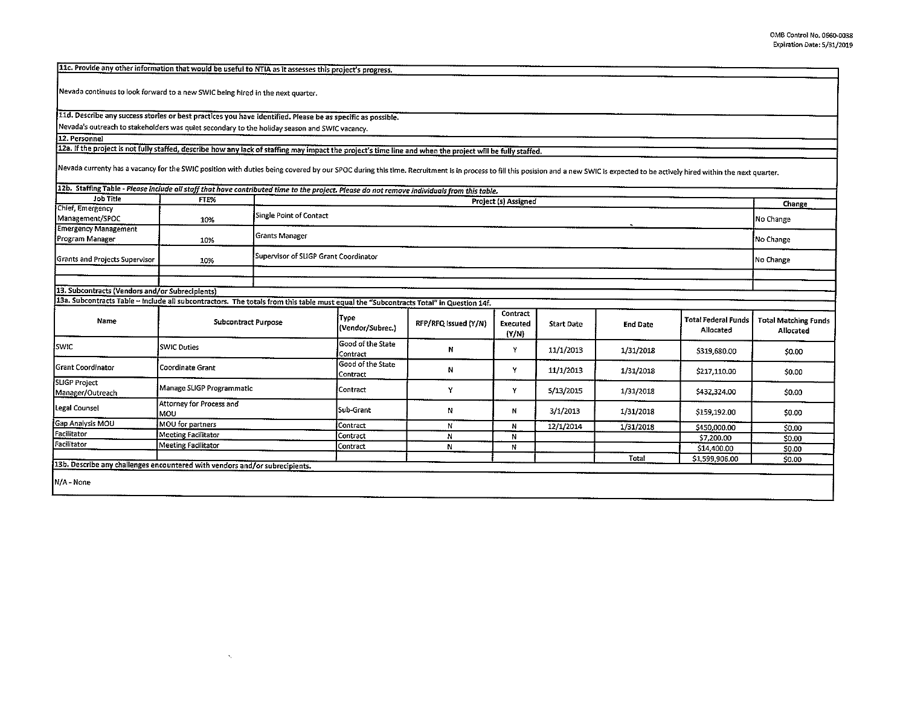**11c. Provide any other information that would be useful to NTIA as it assesses this project's progress.**

Nevada continues to look forward to a new SWIC being hired in the next quarter.

**11d. Describe any success stories or best practices you have identified. Please be as specific as possible.**

Nevada's outreach to stakeholders was quiet secondary to the holiday season and SWIC vacancy.

**12. Personnel**

**12a. If the project is not fully staffed, describe how any lack of staffing may impact the project's time line and when the project will be fully staffed.**

Nevada currenty has a vacancy for the SWIC position with duties being covered by our SPOC during this time. Recruitment is in process to fill this posision and a new SWIC is expected to be actively hired within the next quarter.

**12b. Staffing Table** - *Please include all staff that have contributed time to the project. Please do not remove individuals from this table.*

| Job Title | FTE% | Project (s) Assigned | Change |
|---|---|---|---|
| Chief, Emergency Management/SPOC | 10% | Single Point of Contact | No Change |
| Emergency Management Program Manager | 10% | Grants Manager | No Change |
| Grants and Projects Supervisor | 10% | Supervisor of SLIGP Grant Coordinator | No Change |
| | | | |
| | | | |

**13. Subcontracts (Vendors and/or Subrecipients)**

**13a. Subcontracts Table** – Include all subcontractors. The totals from this table must equal the "Subcontracts Total" in Question 14f.

| Name | Subcontract Purpose | Type (Vendor/Subrec.) | RFP/RFQ Issued (Y/N) | Contract Executed (Y/N) | Start Date | End Date | Total Federal Funds Allocated | Total Matching Funds Allocated |
|---|---|---|---|---|---|---|---|---|
| SWIC | SWIC Duties | Good of the State Contract | N | Y | 11/1/2013 | 1/31/2018 | $319,680.00 | $0.00 |
| Grant Coordinator | Coordinate Grant | Good of the State Contract | N | Y | 11/1/2013 | 1/31/2018 | $217,110.00 | $0.00 |
| SLIGP Project Manager/Outreach | Manage SLIGP Programmatic | Contract | Y | Y | 5/13/2015 | 1/31/2018 | $432,324.00 | $0.00 |
| Legal Counsel | Attorney for Process and MOU | Sub-Grant | N | N | 3/1/2013 | 1/31/2018 | $159,192.00 | $0.00 |
| Gap Analysis MOU | MOU for partners | Contract | N | N | 12/1/2014 | 1/31/2018 | $450,000.00 | $0.00 |
| Facilitator | Meeting Facilitator | Contract | N | N | | | $7,200.00 | $0.00 |
| Facilitator | Meeting Facilitator | Contract | N | N | | | $14,400.00 | $0.00 |
| | | | | | | Total | $1,599,906.00 | $0.00 |

**13b. Describe any challenges encountered with vendors and/or subrecipients.**

N/A - None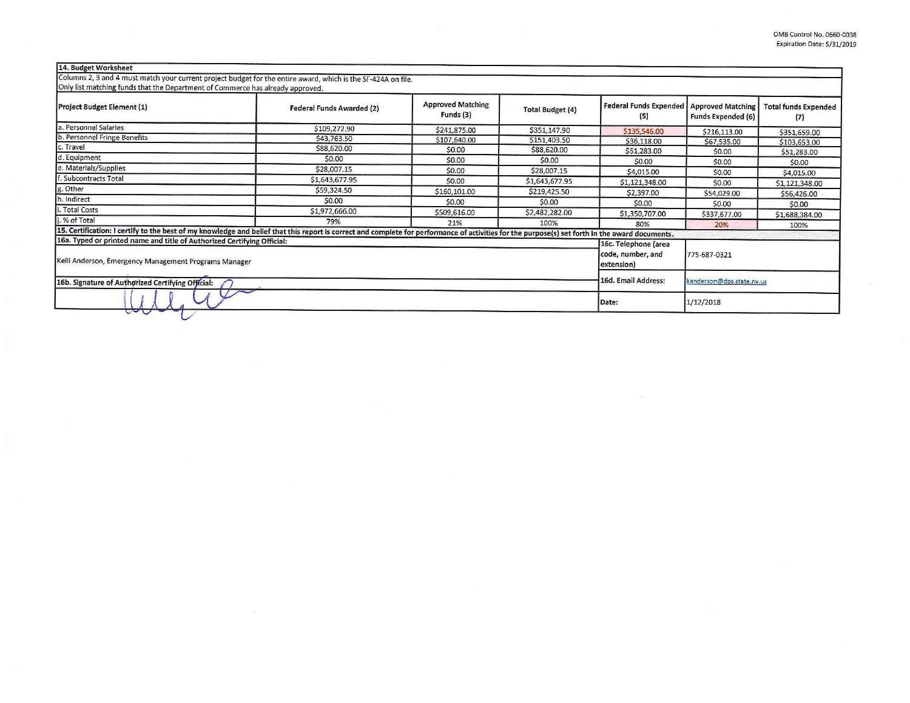OMB Control No. 0660-0038
Expiration Date: 5/31/2019

## 14. Budget Worksheet

Columns 2, 3 and 4 must match your current project budget for the entire award, which is the SF-424A on file.
Only list matching funds that the Department of Commerce has already approved.

| Project Budget Element (1) | Federal Funds Awarded (2) | Approved Matching Funds (3) | Total Budget (4) | Federal Funds Expended (5) | Approved Matching Funds Expended (6) | Total funds Expended (7) |
|---|---|---|---|---|---|---|
| a. Personnel Salaries | $109,272.90 | $241,875.00 | $351,147.90 | $135,546.00 | $216,113.00 | $351,659.00 |
| b. Personnel Fringe Benefits | $43,763.50 | $107,640.00 | $151,403.50 | $36,118.00 | $67,535.00 | $103,653.00 |
| c. Travel | $88,620.00 | $0.00 | $88,620.00 | $51,283.00 | $0.00 | $51,283.00 |
| d. Equipment | $0.00 | $0.00 | $0.00 | $0.00 | $0.00 | $0.00 |
| e. Materials/Supplies | $28,007.15 | $0.00 | $28,007.15 | $4,015.00 | $0.00 | $4,015.00 |
| f. Subcontracts Total | $1,643,677.95 | $0.00 | $1,643,677.95 | $1,121,348.00 | $0.00 | $1,121,348.00 |
| g. Other | $59,324.50 | $160,101.00 | $219,425.50 | $2,397.00 | $54,029.00 | $56,426.00 |
| h. Indirect | $0.00 | $0.00 | $0.00 | $0.00 | $0.00 | $0.00 |
| i. Total Costs | $1,972,666.00 | $509,616.00 | $2,482,282.00 | $1,350,707.00 | $337,677.00 | $1,688,384.00 |
| j. % of Total | 79% | 21% | 100% | 80% | 20% | 100% |

**15. Certification: I certify to the best of my knowledge and belief that this report is correct and complete for performance of activities for the purpose(s) set forth in the award documents.**

| | | | |
|---|---|---|---|
| **16a. Typed or printed name and title of Authorized Certifying Official:** Kelli Anderson, Emergency Management Programs Manager | | 16c. Telephone (area code, number, and extension) | 775-687-0321 |
| **16b. Signature of Authorized Certifying Official:** | | 16d. Email Address: | kanderson@dps.state.nv.us |
| | | Date: | 1/12/2018 |